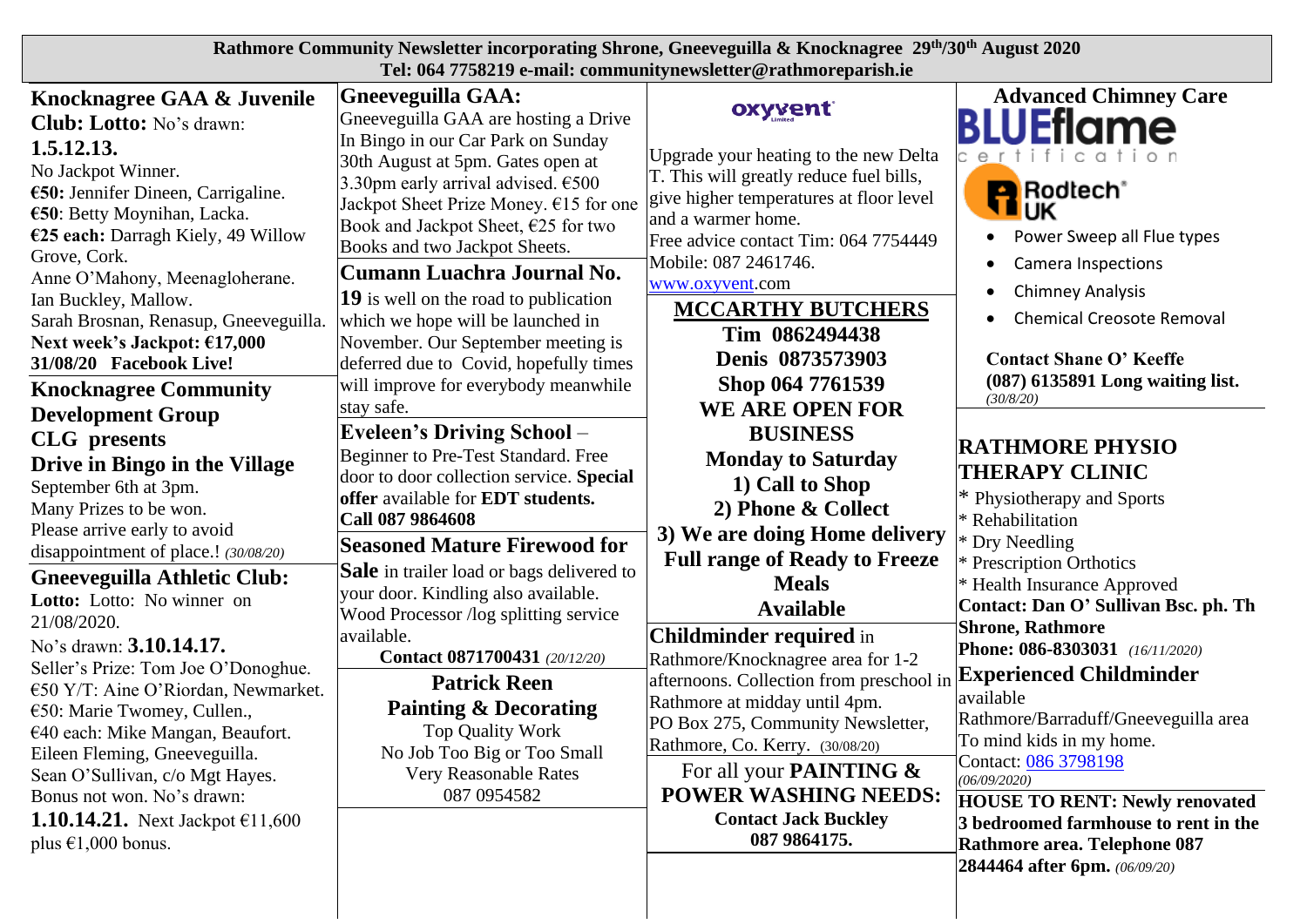**Rathmore Community Newsletter incorporating Shrone, Gneeveguilla & Knocknagree 29th/30th August 2020**
**Tel: 064 7758219 e-mail: communitynewsletter@rathmoreparish.ie**

## Knocknagree GAA & Juvenile Club: Lotto:

No's drawn: **1.5.12.13.**
No Jackpot Winner.
**€50:** Jennifer Dineen, Carrigaline.
**€50**: Betty Moynihan, Lacka.
**€25 each:** Darragh Kiely, 49 Willow Grove, Cork.
Anne O'Mahony, Meenagloherane.
Ian Buckley, Mallow.
Sarah Brosnan, Renasup, Gneeveguilla.
**Next week's Jackpot: €17,000**
**31/08/20 Facebook Live!**

## Knocknagree Community Development Group CLG presents Drive in Bingo in the Village

September 6th at 3pm.
Many Prizes to be won.
Please arrive early to avoid disappointment of place.! *(30/08/20)*

## Gneeveguilla Athletic Club:

**Lotto:** Lotto: No winner on 21/08/2020.
No's drawn: **3.10.14.17.**
Seller's Prize: Tom Joe O'Donoghue.
€50 Y/T: Aine O'Riordan, Newmarket.
€50: Marie Twomey, Cullen.,
€40 each: Mike Mangan, Beaufort.
Eileen Fleming, Gneeveguilla.
Sean O'Sullivan, c/o Mgt Hayes.
Bonus not won. No's drawn:
**1.10.14.21.** Next Jackpot €11,600 plus €1,000 bonus.

## Gneeveguilla GAA:

Gneeveguilla GAA are hosting a Drive In Bingo in our Car Park on Sunday 30th August at 5pm. Gates open at 3.30pm early arrival advised. €500 Jackpot Sheet Prize Money. €15 for one Book and Jackpot Sheet, €25 for two Books and two Jackpot Sheets.

## Cumann Luachra Journal No. 19

is well on the road to publication which we hope will be launched in November. Our September meeting is deferred due to Covid, hopefully times will improve for everybody meanwhile stay safe.

## Eveleen's Driving School –

Beginner to Pre-Test Standard. Free door to door collection service. **Special offer** available for **EDT students. Call 087 9864608**

## Seasoned Mature Firewood for Sale

in trailer load or bags delivered to your door. Kindling also available. Wood Processor /log splitting service available.
**Contact 0871700431** *(20/12/20)*

## Patrick Reen Painting & Decorating

Top Quality Work
No Job Too Big or Too Small
Very Reasonable Rates
087 0954582

## oxyvent

Upgrade your heating to the new Delta T. This will greatly reduce fuel bills, give higher temperatures at floor level and a warmer home.
Free advice contact Tim: 064 7754449
Mobile: 087 2461746.
www.oxyvent.com

## MCCARTHY BUTCHERS

**Tim 0862494438**
**Denis 0873573903**
**Shop 064 7761539**
**WE ARE OPEN FOR BUSINESS**
**Monday to Saturday**
**1) Call to Shop**
**2) Phone & Collect**
**3) We are doing Home delivery**
**Full range of Ready to Freeze Meals Available**

## Childminder required

in Rathmore/Knocknagree area for 1-2 afternoons. Collection from preschool in Rathmore at midday until 4pm.
PO Box 275, Community Newsletter, Rathmore, Co. Kerry. (30/08/20)

For all your **PAINTING & POWER WASHING NEEDS:**
**Contact Jack Buckley**
**087 9864175.**

## Advanced Chimney Care

BLUEflame certification
Rodtech UK

- Power Sweep all Flue types
- Camera Inspections
- Chimney Analysis
- Chemical Creosote Removal

**Contact Shane O' Keeffe**
**(087) 6135891 Long waiting list.**
*(30/8/20)*

## RATHMORE PHYSIO THERAPY CLINIC

* Physiotherapy and Sports
* Rehabilitation
* Dry Needling
* Prescription Orthotics
* Health Insurance Approved

**Contact: Dan O' Sullivan Bsc. ph. Th**
**Shrone, Rathmore**
**Phone: 086-8303031** *(16/11/2020)*

## Experienced Childminder

available
Rathmore/Barraduff/Gneeveguilla area
To mind kids in my home.
Contact: 086 3798198
*(06/09/2020)*

**HOUSE TO RENT: Newly renovated 3 bedroomed farmhouse to rent in the Rathmore area. Telephone 087 2844464 after 6pm.** *(06/09/20)*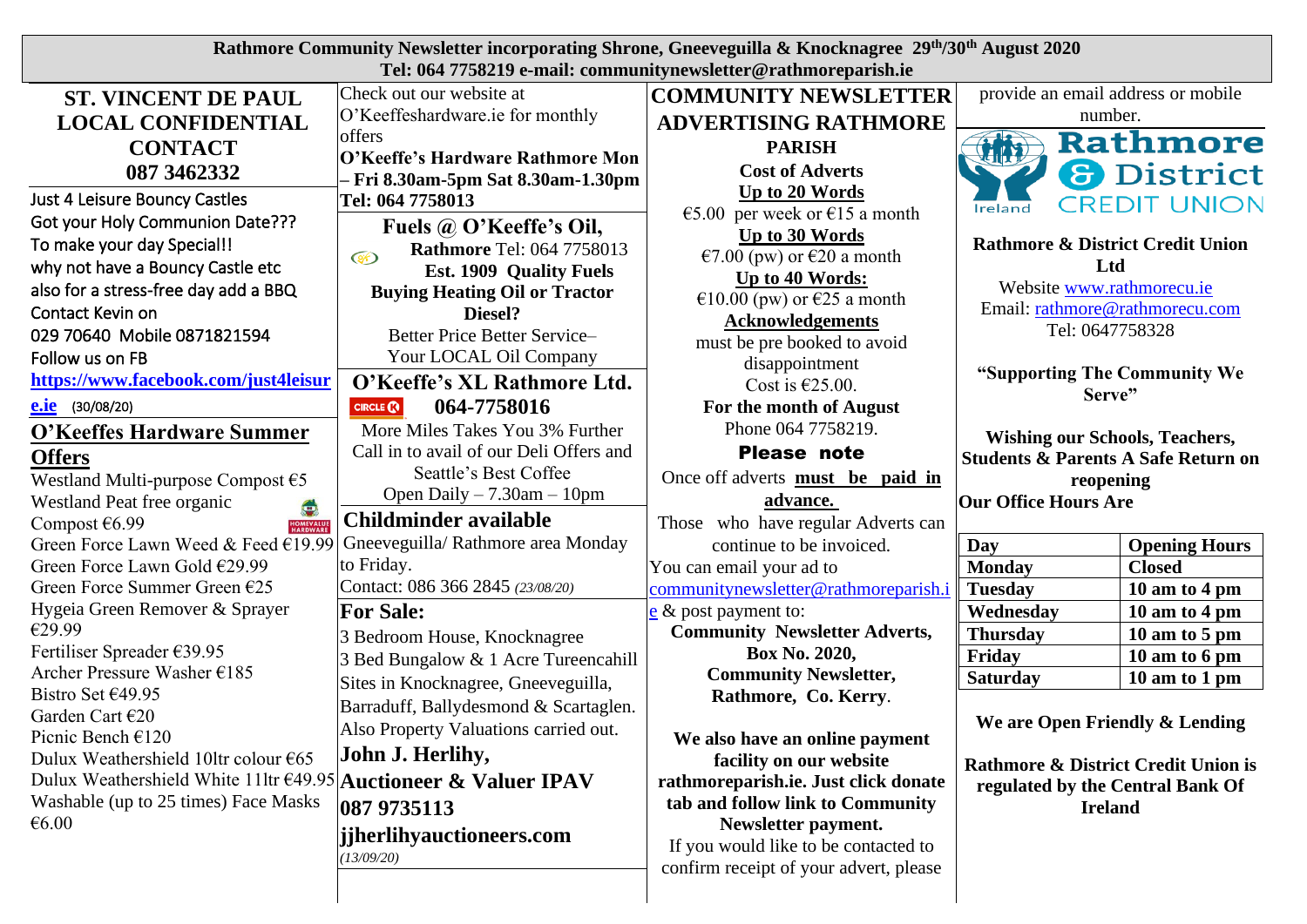**Rathmore Community Newsletter incorporating Shrone, Gneeveguilla & Knocknagree 29th/30th August 2020**
**Tel: 064 7758219 e-mail: communitynewsletter@rathmoreparish.ie**

## ST. VINCENT DE PAUL LOCAL CONFIDENTIAL CONTACT 087 3462332

Just 4 Leisure Bouncy Castles
Got your Holy Communion Date???
To make your day Special!!
why not have a Bouncy Castle etc
also for a stress-free day add a BBQ
Contact Kevin on
029 70640 Mobile 0871821594
Follow us on FB
**https://www.facebook.com/just4leisure.ie** (30/08/20)

## O'Keeffes Hardware Summer Offers

Westland Multi-purpose Compost €5
Westland Peat free organic Compost €6.99
Green Force Lawn Weed & Feed €19.99
Green Force Lawn Gold €29.99
Green Force Summer Green €25
Hygeia Green Remover & Sprayer €29.99
Fertiliser Spreader €39.95
Archer Pressure Washer €185
Bistro Set €49.95
Garden Cart €20
Picnic Bench €120
Dulux Weathershield 10ltr colour €65
Dulux Weathershield White 11ltr €49.95
Washable (up to 25 times) Face Masks €6.00

Check out our website at O'Keeffeshardware.ie for monthly offers
**O'Keeffe's Hardware Rathmore Mon – Fri 8.30am-5pm Sat 8.30am-1.30pm**
**Tel: 064 7758013**

## Fuels @ O'Keeffe's Oil,

**Rathmore** Tel: 064 7758013
**Est. 1909 Quality Fuels**
**Buying Heating Oil or Tractor Diesel?**
Better Price Better Service–
Your LOCAL Oil Company

## O'Keeffe's XL Rathmore Ltd.

**064-7758016**
More Miles Takes You 3% Further
Call in to avail of our Deli Offers and Seattle's Best Coffee
Open Daily – 7.30am – 10pm

## Childminder available

Gneeveguilla/ Rathmore area Monday to Friday.
Contact: 086 366 2845 *(23/08/20)*

## For Sale:

3 Bedroom House, Knocknagree
3 Bed Bungalow & 1 Acre Tureencahill
Sites in Knocknagree, Gneeveguilla, Barraduff, Ballydesmond & Scartaglen.
Also Property Valuations carried out.
**John J. Herlihy,**
**Auctioneer & Valuer IPAV**
**087 9735113**
**jjherlihyauctioneers.com**
*(13/09/20)*

## COMMUNITY NEWSLETTER ADVERTISING RATHMORE PARISH

**Cost of Adverts**
**Up to 20 Words**
€5.00 per week or €15 a month
**Up to 30 Words**
€7.00 (pw) or €20 a month
**Up to 40 Words:**
€10.00 (pw) or €25 a month
**Acknowledgements**
must be pre booked to avoid disappointment
Cost is €25.00.
**For the month of August**
Phone 064 7758219.

**Please note**

Once off adverts **must be paid in advance.**
Those who have regular Adverts can continue to be invoiced.
You can email your ad to communitynewsletter@rathmoreparish.ie & post payment to:
**Community Newsletter Adverts, Box No. 2020, Community Newsletter, Rathmore, Co. Kerry.**

**We also have an online payment facility on our website rathmoreparish.ie. Just click donate tab and follow link to Community Newsletter payment.**
If you would like to be contacted to confirm receipt of your advert, please provide an email address or mobile number.

## Rathmore & District Credit Union

**Rathmore & District Credit Union Ltd**
Website www.rathmorecu.ie
Email: rathmore@rathmorecu.com
Tel: 0647758328

**"Supporting The Community We Serve"**

**Wishing our Schools, Teachers, Students & Parents A Safe Return on reopening**
**Our Office Hours Are**

| Day | Opening Hours |
|---|---|
| Monday | Closed |
| Tuesday | 10 am to 4 pm |
| Wednesday | 10 am to 4 pm |
| Thursday | 10 am to 5 pm |
| Friday | 10 am to 6 pm |
| Saturday | 10 am to 1 pm |

**We are Open Friendly & Lending**

**Rathmore & District Credit Union is regulated by the Central Bank Of Ireland**